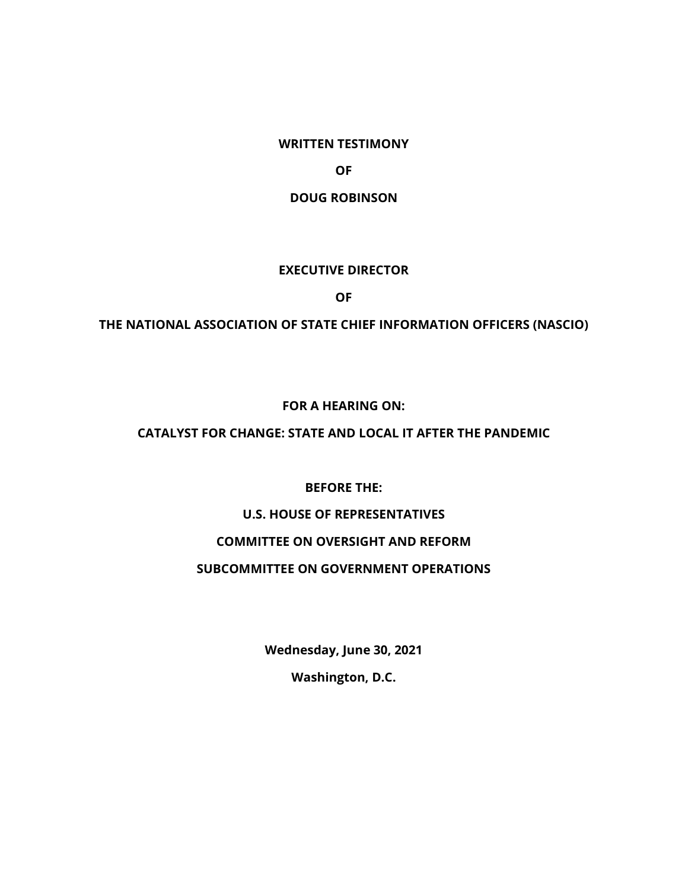**WRITTEN TESTIMONY**

**OF**

**DOUG ROBINSON**

**EXECUTIVE DIRECTOR**

**OF**

**THE NATIONAL ASSOCIATION OF STATE CHIEF INFORMATION OFFICERS (NASCIO)**

**FOR A HEARING ON:**

**CATALYST FOR CHANGE: STATE AND LOCAL IT AFTER THE PANDEMIC**

**BEFORE THE:**

**U.S. HOUSE OF REPRESENTATIVES**

**COMMITTEE ON OVERSIGHT AND REFORM**

**SUBCOMMITTEE ON GOVERNMENT OPERATIONS**

**Wednesday, June 30, 2021**

**Washington, D.C.**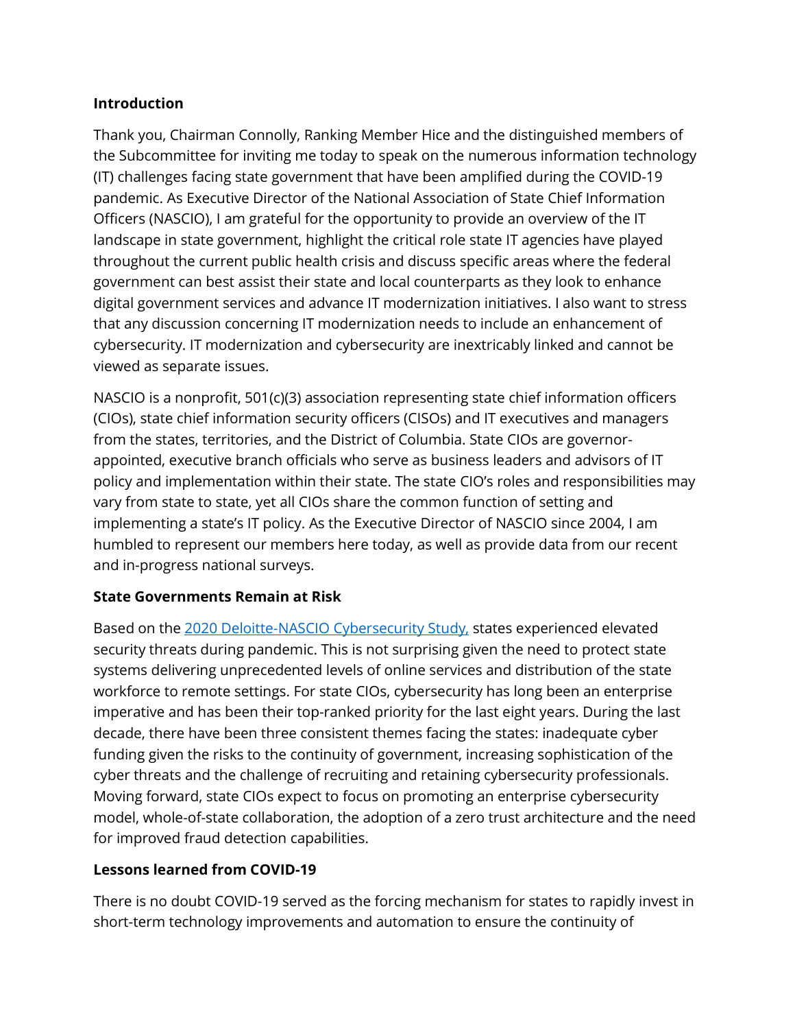**Introduction**

Thank you, Chairman Connolly, Ranking Member Hice and the distinguished members of the Subcommittee for inviting me today to speak on the numerous information technology (IT) challenges facing state government that have been amplified during the COVID-19 pandemic. As Executive Director of the National Association of State Chief Information Officers (NASCIO), I am grateful for the opportunity to provide an overview of the IT landscape in state government, highlight the critical role state IT agencies have played throughout the current public health crisis and discuss specific areas where the federal government can best assist their state and local counterparts as they look to enhance digital government services and advance IT modernization initiatives. I also want to stress that any discussion concerning IT modernization needs to include an enhancement of cybersecurity. IT modernization and cybersecurity are inextricably linked and cannot be viewed as separate issues.

NASCIO is a nonprofit, 501(c)(3) association representing state chief information officers (CIOs), state chief information security officers (CISOs) and IT executives and managers from the states, territories, and the District of Columbia. State CIOs are governor-appointed, executive branch officials who serve as business leaders and advisors of IT policy and implementation within their state. The state CIO's roles and responsibilities may vary from state to state, yet all CIOs share the common function of setting and implementing a state's IT policy. As the Executive Director of NASCIO since 2004, I am humbled to represent our members here today, as well as provide data from our recent and in-progress national surveys.

**State Governments Remain at Risk**

Based on the [2020 Deloitte-NASCIO Cybersecurity Study,](#) states experienced elevated security threats during pandemic. This is not surprising given the need to protect state systems delivering unprecedented levels of online services and distribution of the state workforce to remote settings. For state CIOs, cybersecurity has long been an enterprise imperative and has been their top-ranked priority for the last eight years. During the last decade, there have been three consistent themes facing the states: inadequate cyber funding given the risks to the continuity of government, increasing sophistication of the cyber threats and the challenge of recruiting and retaining cybersecurity professionals. Moving forward, state CIOs expect to focus on promoting an enterprise cybersecurity model, whole-of-state collaboration, the adoption of a zero trust architecture and the need for improved fraud detection capabilities.

**Lessons learned from COVID-19**

There is no doubt COVID-19 served as the forcing mechanism for states to rapidly invest in short-term technology improvements and automation to ensure the continuity of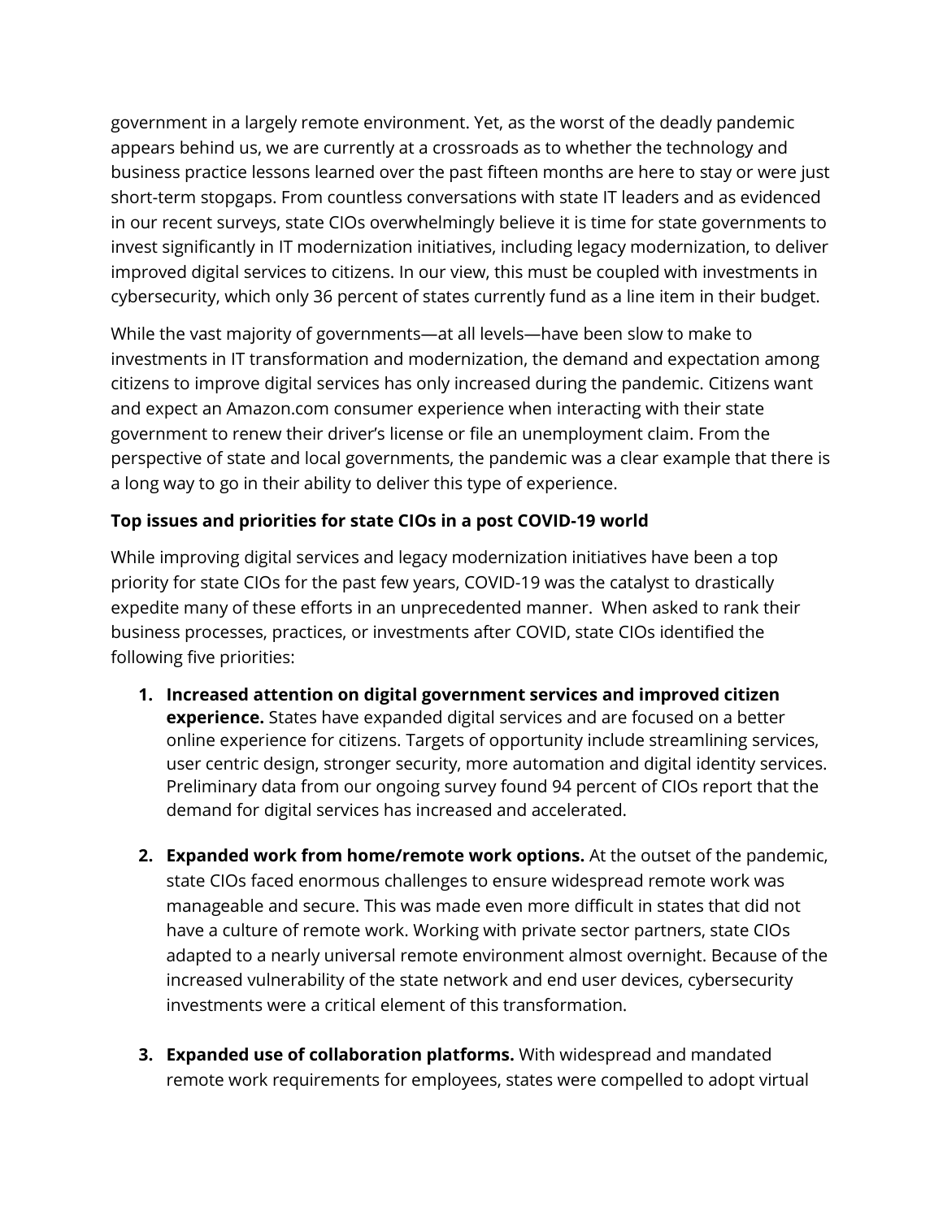government in a largely remote environment. Yet, as the worst of the deadly pandemic appears behind us, we are currently at a crossroads as to whether the technology and business practice lessons learned over the past fifteen months are here to stay or were just short-term stopgaps. From countless conversations with state IT leaders and as evidenced in our recent surveys, state CIOs overwhelmingly believe it is time for state governments to invest significantly in IT modernization initiatives, including legacy modernization, to deliver improved digital services to citizens. In our view, this must be coupled with investments in cybersecurity, which only 36 percent of states currently fund as a line item in their budget.

While the vast majority of governments—at all levels—have been slow to make to investments in IT transformation and modernization, the demand and expectation among citizens to improve digital services has only increased during the pandemic. Citizens want and expect an Amazon.com consumer experience when interacting with their state government to renew their driver's license or file an unemployment claim. From the perspective of state and local governments, the pandemic was a clear example that there is a long way to go in their ability to deliver this type of experience.

**Top issues and priorities for state CIOs in a post COVID-19 world**

While improving digital services and legacy modernization initiatives have been a top priority for state CIOs for the past few years, COVID-19 was the catalyst to drastically expedite many of these efforts in an unprecedented manner. When asked to rank their business processes, practices, or investments after COVID, state CIOs identified the following five priorities:

1. **Increased attention on digital government services and improved citizen experience.** States have expanded digital services and are focused on a better online experience for citizens. Targets of opportunity include streamlining services, user centric design, stronger security, more automation and digital identity services. Preliminary data from our ongoing survey found 94 percent of CIOs report that the demand for digital services has increased and accelerated.

2. **Expanded work from home/remote work options.** At the outset of the pandemic, state CIOs faced enormous challenges to ensure widespread remote work was manageable and secure. This was made even more difficult in states that did not have a culture of remote work. Working with private sector partners, state CIOs adapted to a nearly universal remote environment almost overnight. Because of the increased vulnerability of the state network and end user devices, cybersecurity investments were a critical element of this transformation.

3. **Expanded use of collaboration platforms.** With widespread and mandated remote work requirements for employees, states were compelled to adopt virtual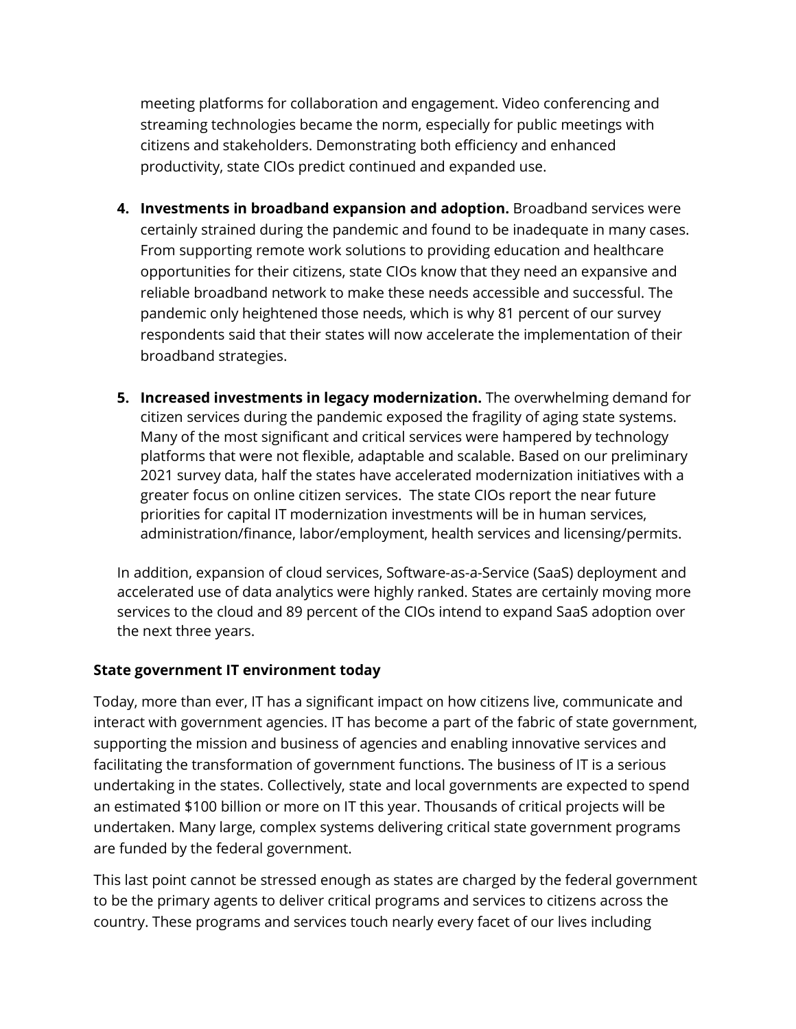meeting platforms for collaboration and engagement. Video conferencing and streaming technologies became the norm, especially for public meetings with citizens and stakeholders. Demonstrating both efficiency and enhanced productivity, state CIOs predict continued and expanded use.

4. **Investments in broadband expansion and adoption.** Broadband services were certainly strained during the pandemic and found to be inadequate in many cases. From supporting remote work solutions to providing education and healthcare opportunities for their citizens, state CIOs know that they need an expansive and reliable broadband network to make these needs accessible and successful. The pandemic only heightened those needs, which is why 81 percent of our survey respondents said that their states will now accelerate the implementation of their broadband strategies.

5. **Increased investments in legacy modernization.** The overwhelming demand for citizen services during the pandemic exposed the fragility of aging state systems. Many of the most significant and critical services were hampered by technology platforms that were not flexible, adaptable and scalable. Based on our preliminary 2021 survey data, half the states have accelerated modernization initiatives with a greater focus on online citizen services. The state CIOs report the near future priorities for capital IT modernization investments will be in human services, administration/finance, labor/employment, health services and licensing/permits.

In addition, expansion of cloud services, Software-as-a-Service (SaaS) deployment and accelerated use of data analytics were highly ranked. States are certainly moving more services to the cloud and 89 percent of the CIOs intend to expand SaaS adoption over the next three years.

**State government IT environment today**

Today, more than ever, IT has a significant impact on how citizens live, communicate and interact with government agencies. IT has become a part of the fabric of state government, supporting the mission and business of agencies and enabling innovative services and facilitating the transformation of government functions. The business of IT is a serious undertaking in the states. Collectively, state and local governments are expected to spend an estimated $100 billion or more on IT this year. Thousands of critical projects will be undertaken. Many large, complex systems delivering critical state government programs are funded by the federal government.

This last point cannot be stressed enough as states are charged by the federal government to be the primary agents to deliver critical programs and services to citizens across the country. These programs and services touch nearly every facet of our lives including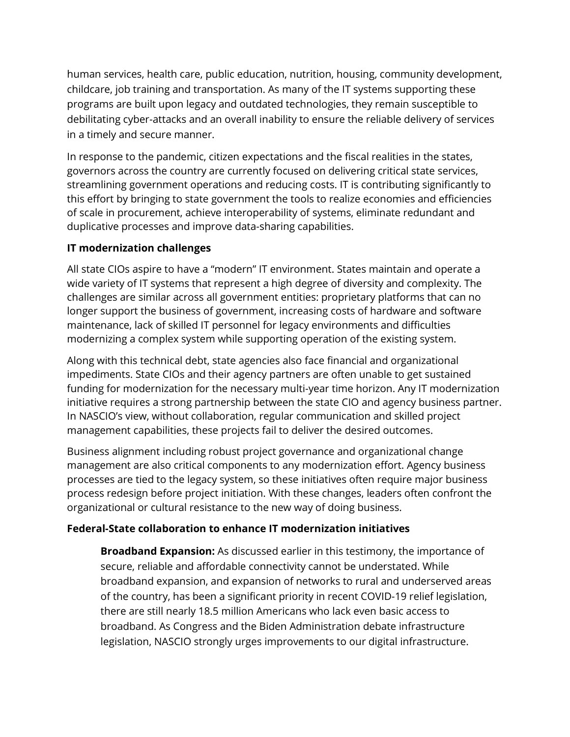human services, health care, public education, nutrition, housing, community development, childcare, job training and transportation. As many of the IT systems supporting these programs are built upon legacy and outdated technologies, they remain susceptible to debilitating cyber-attacks and an overall inability to ensure the reliable delivery of services in a timely and secure manner.

In response to the pandemic, citizen expectations and the fiscal realities in the states, governors across the country are currently focused on delivering critical state services, streamlining government operations and reducing costs. IT is contributing significantly to this effort by bringing to state government the tools to realize economies and efficiencies of scale in procurement, achieve interoperability of systems, eliminate redundant and duplicative processes and improve data-sharing capabilities.

**IT modernization challenges**

All state CIOs aspire to have a "modern" IT environment. States maintain and operate a wide variety of IT systems that represent a high degree of diversity and complexity. The challenges are similar across all government entities: proprietary platforms that can no longer support the business of government, increasing costs of hardware and software maintenance, lack of skilled IT personnel for legacy environments and difficulties modernizing a complex system while supporting operation of the existing system.

Along with this technical debt, state agencies also face financial and organizational impediments. State CIOs and their agency partners are often unable to get sustained funding for modernization for the necessary multi-year time horizon. Any IT modernization initiative requires a strong partnership between the state CIO and agency business partner. In NASCIO's view, without collaboration, regular communication and skilled project management capabilities, these projects fail to deliver the desired outcomes.

Business alignment including robust project governance and organizational change management are also critical components to any modernization effort. Agency business processes are tied to the legacy system, so these initiatives often require major business process redesign before project initiation. With these changes, leaders often confront the organizational or cultural resistance to the new way of doing business.

**Federal-State collaboration to enhance IT modernization initiatives**

> **Broadband Expansion:** As discussed earlier in this testimony, the importance of secure, reliable and affordable connectivity cannot be understated. While broadband expansion, and expansion of networks to rural and underserved areas of the country, has been a significant priority in recent COVID-19 relief legislation, there are still nearly 18.5 million Americans who lack even basic access to broadband. As Congress and the Biden Administration debate infrastructure legislation, NASCIO strongly urges improvements to our digital infrastructure.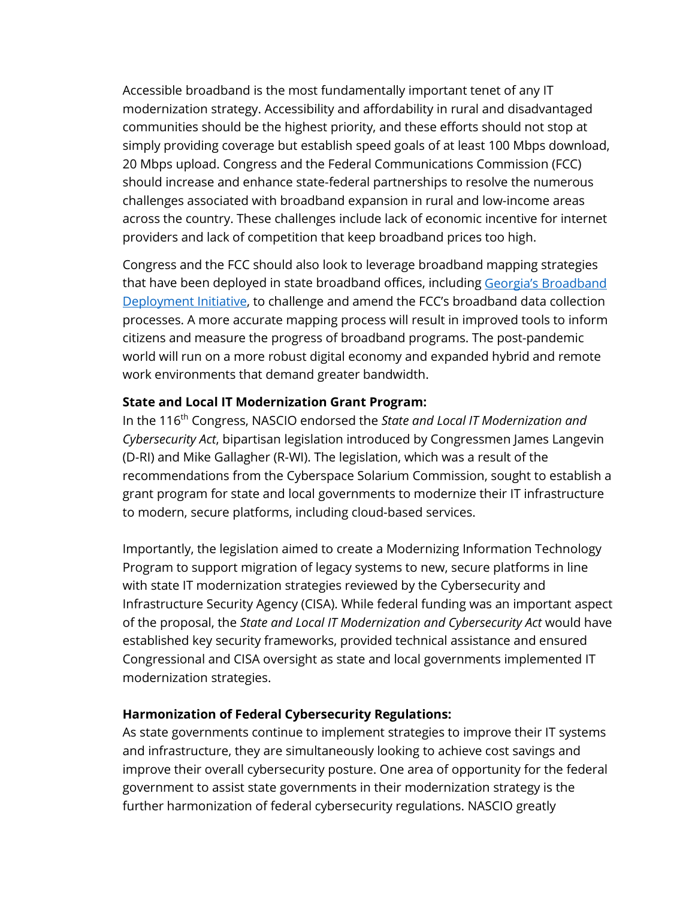Accessible broadband is the most fundamentally important tenet of any IT modernization strategy. Accessibility and affordability in rural and disadvantaged communities should be the highest priority, and these efforts should not stop at simply providing coverage but establish speed goals of at least 100 Mbps download, 20 Mbps upload. Congress and the Federal Communications Commission (FCC) should increase and enhance state-federal partnerships to resolve the numerous challenges associated with broadband expansion in rural and low-income areas across the country. These challenges include lack of economic incentive for internet providers and lack of competition that keep broadband prices too high.

Congress and the FCC should also look to leverage broadband mapping strategies that have been deployed in state broadband offices, including Georgia's Broadband Deployment Initiative, to challenge and amend the FCC's broadband data collection processes. A more accurate mapping process will result in improved tools to inform citizens and measure the progress of broadband programs. The post-pandemic world will run on a more robust digital economy and expanded hybrid and remote work environments that demand greater bandwidth.

**State and Local IT Modernization Grant Program:**

In the 116th Congress, NASCIO endorsed the *State and Local IT Modernization and Cybersecurity Act*, bipartisan legislation introduced by Congressmen James Langevin (D-RI) and Mike Gallagher (R-WI). The legislation, which was a result of the recommendations from the Cyberspace Solarium Commission, sought to establish a grant program for state and local governments to modernize their IT infrastructure to modern, secure platforms, including cloud-based services.

Importantly, the legislation aimed to create a Modernizing Information Technology Program to support migration of legacy systems to new, secure platforms in line with state IT modernization strategies reviewed by the Cybersecurity and Infrastructure Security Agency (CISA). While federal funding was an important aspect of the proposal, the *State and Local IT Modernization and Cybersecurity Act* would have established key security frameworks, provided technical assistance and ensured Congressional and CISA oversight as state and local governments implemented IT modernization strategies.

**Harmonization of Federal Cybersecurity Regulations:**

As state governments continue to implement strategies to improve their IT systems and infrastructure, they are simultaneously looking to achieve cost savings and improve their overall cybersecurity posture. One area of opportunity for the federal government to assist state governments in their modernization strategy is the further harmonization of federal cybersecurity regulations. NASCIO greatly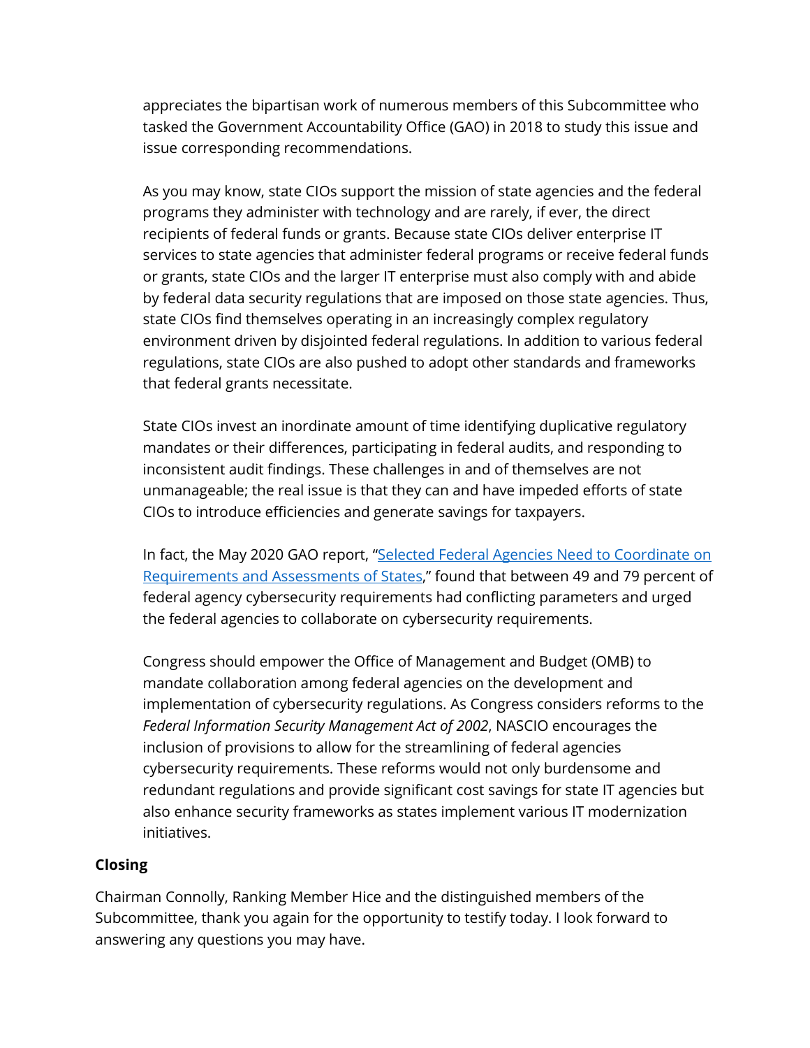appreciates the bipartisan work of numerous members of this Subcommittee who tasked the Government Accountability Office (GAO) in 2018 to study this issue and issue corresponding recommendations.

As you may know, state CIOs support the mission of state agencies and the federal programs they administer with technology and are rarely, if ever, the direct recipients of federal funds or grants. Because state CIOs deliver enterprise IT services to state agencies that administer federal programs or receive federal funds or grants, state CIOs and the larger IT enterprise must also comply with and abide by federal data security regulations that are imposed on those state agencies. Thus, state CIOs find themselves operating in an increasingly complex regulatory environment driven by disjointed federal regulations. In addition to various federal regulations, state CIOs are also pushed to adopt other standards and frameworks that federal grants necessitate.

State CIOs invest an inordinate amount of time identifying duplicative regulatory mandates or their differences, participating in federal audits, and responding to inconsistent audit findings. These challenges in and of themselves are not unmanageable; the real issue is that they can and have impeded efforts of state CIOs to introduce efficiencies and generate savings for taxpayers.

In fact, the May 2020 GAO report, "Selected Federal Agencies Need to Coordinate on Requirements and Assessments of States," found that between 49 and 79 percent of federal agency cybersecurity requirements had conflicting parameters and urged the federal agencies to collaborate on cybersecurity requirements.

Congress should empower the Office of Management and Budget (OMB) to mandate collaboration among federal agencies on the development and implementation of cybersecurity regulations. As Congress considers reforms to the *Federal Information Security Management Act of 2002*, NASCIO encourages the inclusion of provisions to allow for the streamlining of federal agencies cybersecurity requirements. These reforms would not only burdensome and redundant regulations and provide significant cost savings for state IT agencies but also enhance security frameworks as states implement various IT modernization initiatives.

**Closing**

Chairman Connolly, Ranking Member Hice and the distinguished members of the Subcommittee, thank you again for the opportunity to testify today. I look forward to answering any questions you may have.